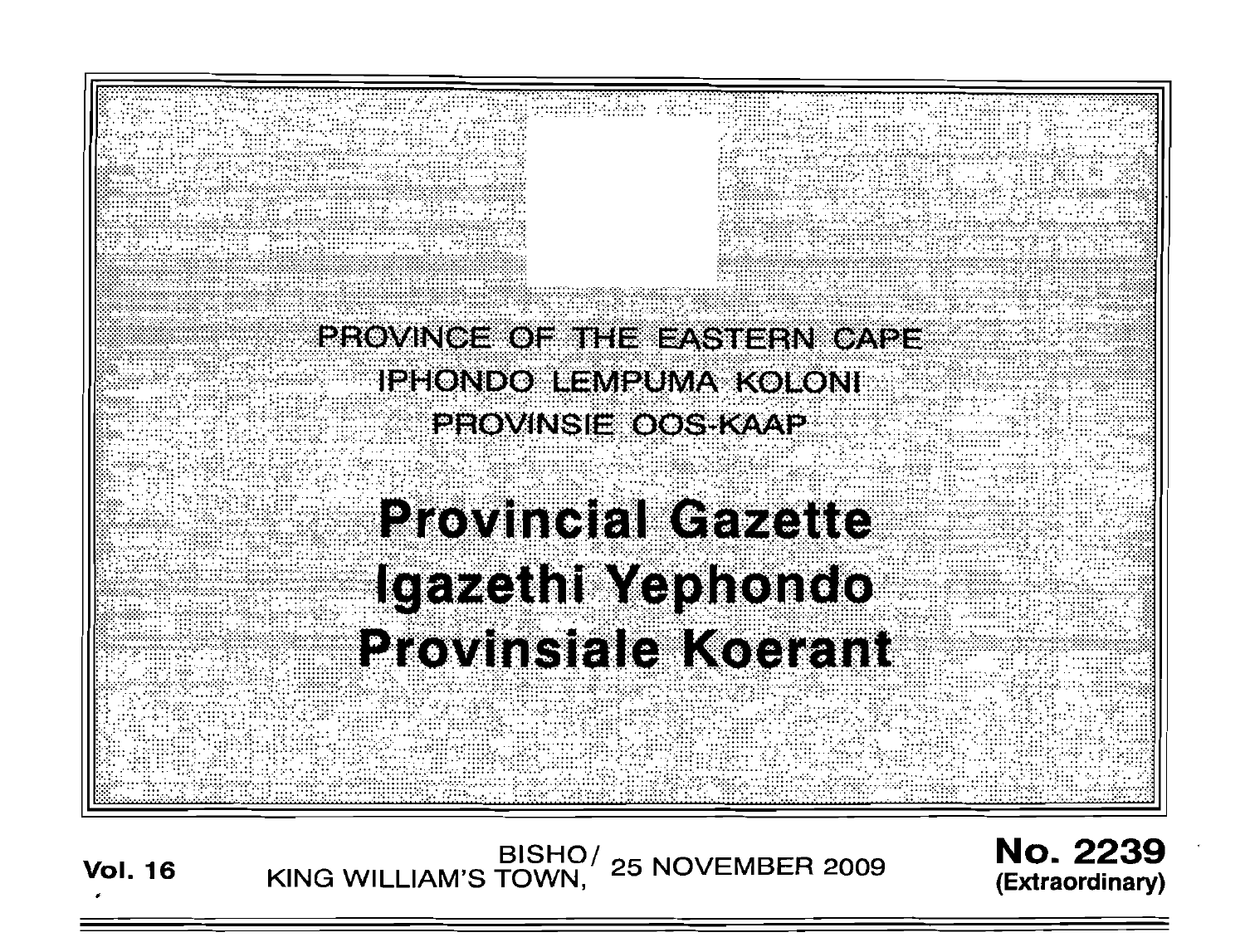PROVINCE OF THE EASTERN CAPE
IPHONDO LEMPUMA KOLONI
PROVINSIE OOS-KAAP

# Provincial Gazette
# Igazethi Yephondo
# Provinsiale Koerant

**Vol. 16** BISHO/ KING WILLIAM'S TOWN, 25 NOVEMBER 2009 **No. 2239 (Extraordinary)**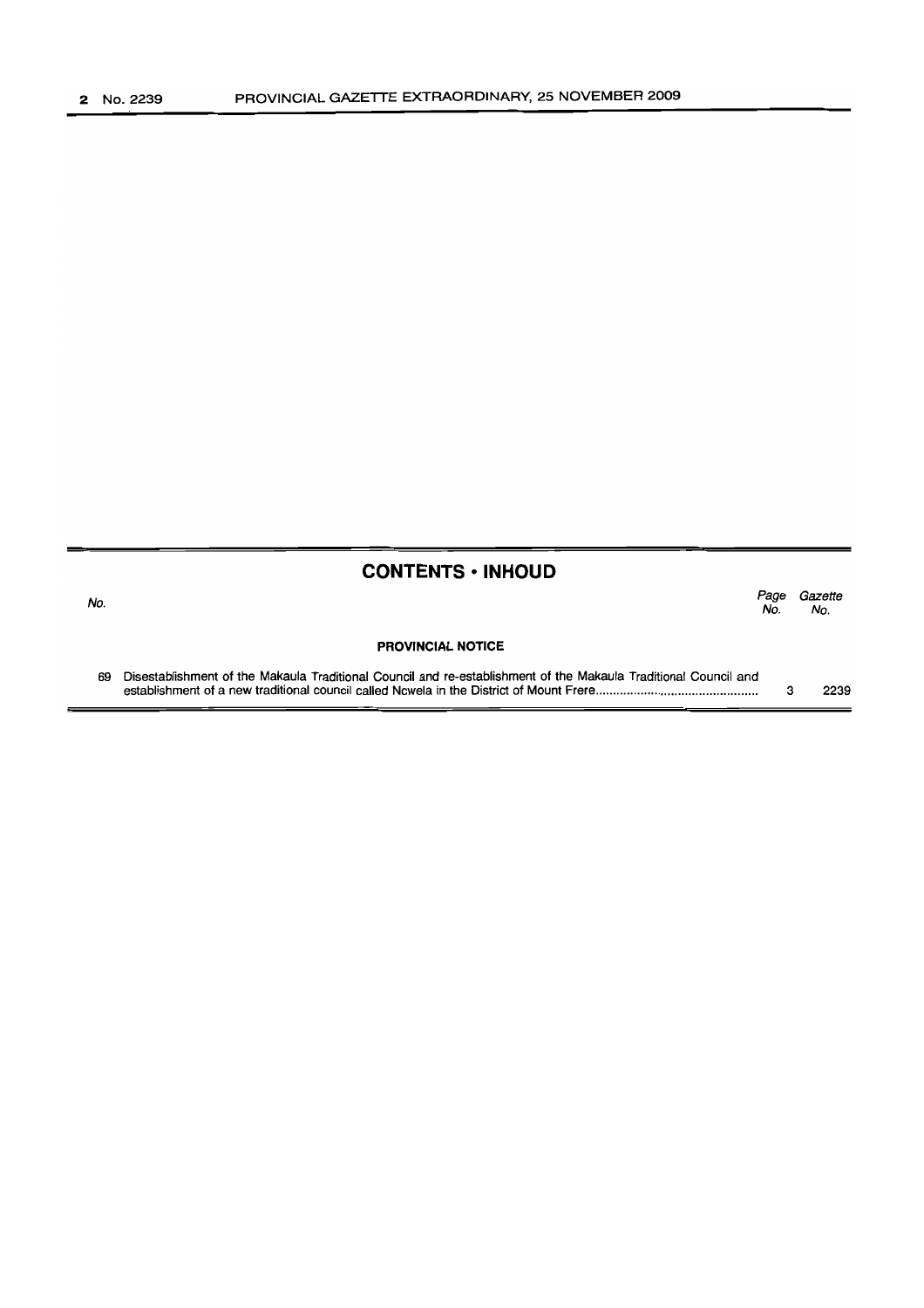## CONTENTS • INHOUD

| No. | | Page No. | Gazette No. |
|---|---|---|---|
| | **PROVINCIAL NOTICE** | | |
| 69 | Disestablishment of the Makaula Traditional Council and re-establishment of the Makaula Traditional Council and establishment of a new traditional council called Ncwela in the District of Mount Frere | 3 | 2239 |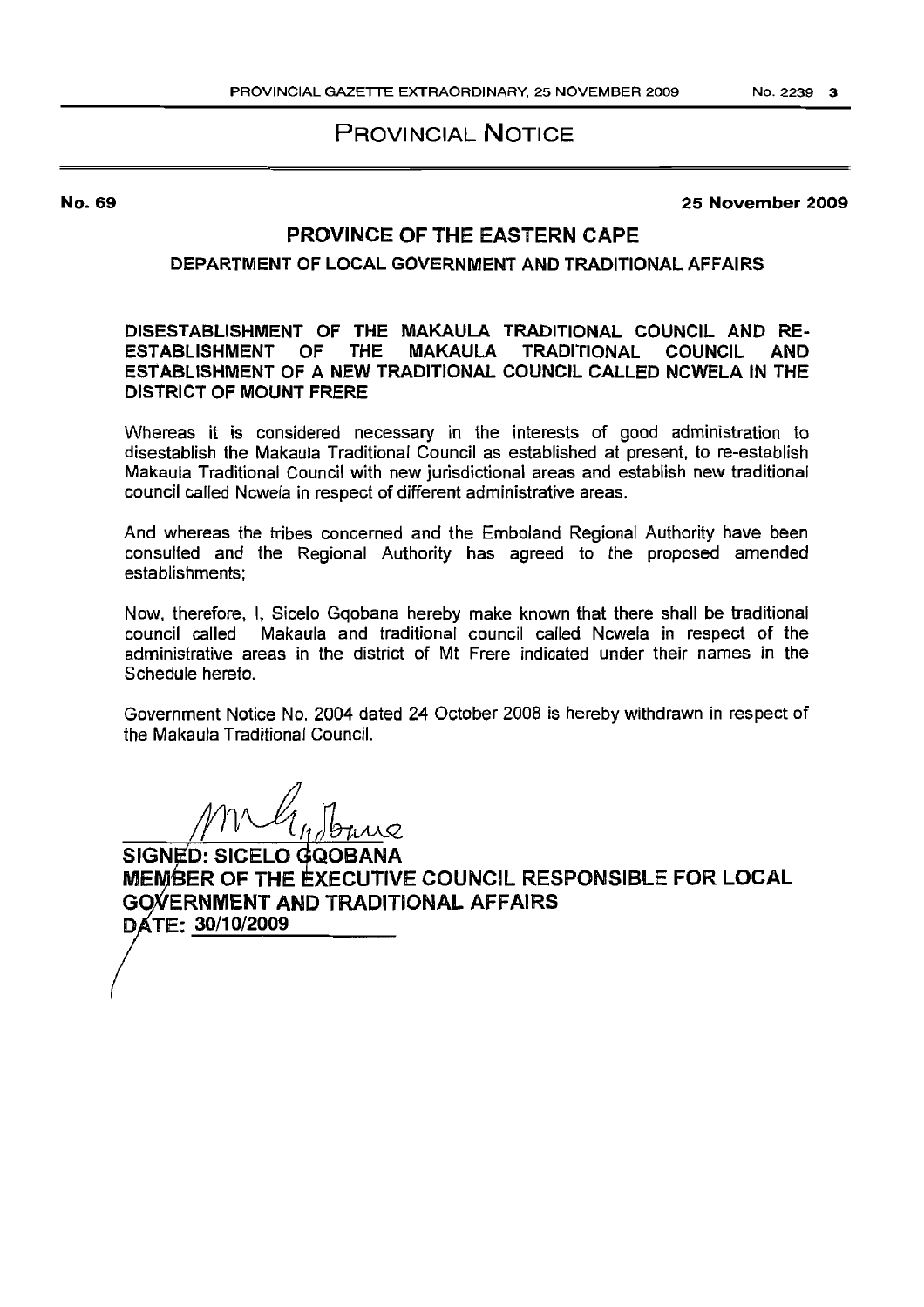# PROVINCIAL NOTICE

**No. 69** **25 November 2009**

## PROVINCE OF THE EASTERN CAPE

### DEPARTMENT OF LOCAL GOVERNMENT AND TRADITIONAL AFFAIRS

**DISESTABLISHMENT OF THE MAKAULA TRADITIONAL COUNCIL AND RE-ESTABLISHMENT OF THE MAKAULA TRADITIONAL COUNCIL AND ESTABLISHMENT OF A NEW TRADITIONAL COUNCIL CALLED NCWELA IN THE DISTRICT OF MOUNT FRERE**

Whereas it is considered necessary in the interests of good administration to disestablish the Makaula Traditional Council as established at present, to re-establish Makaula Traditional Council with new jurisdictional areas and establish new traditional council called Ncwela in respect of different administrative areas.

And whereas the tribes concerned and the Emboland Regional Authority have been consulted and the Regional Authority has agreed to the proposed amended establishments;

Now, therefore, I, Sicelo Gqobana hereby make known that there shall be traditional council called Makaula and traditional council called Ncwela in respect of the administrative areas in the district of Mt Frere indicated under their names in the Schedule hereto.

Government Notice No. 2004 dated 24 October 2008 is hereby withdrawn in respect of the Makaula Traditional Council.

**SIGNED: SICELO GQOBANA**
**MEMBER OF THE EXECUTIVE COUNCIL RESPONSIBLE FOR LOCAL GOVERNMENT AND TRADITIONAL AFFAIRS**
**DATE: 30/10/2009**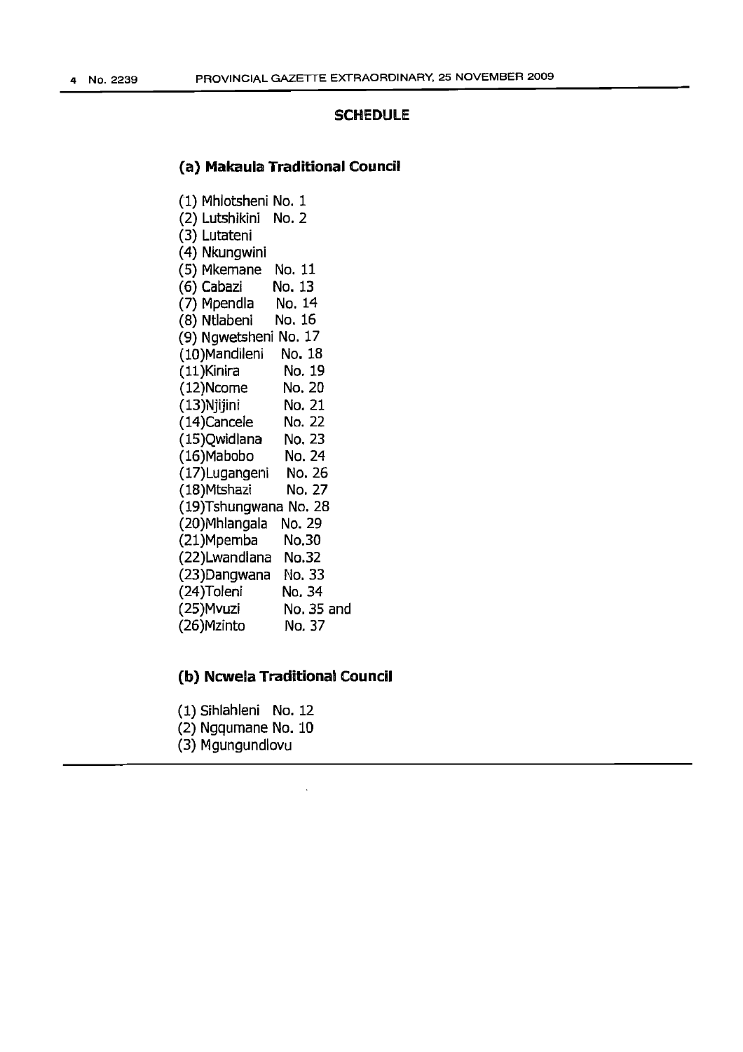## SCHEDULE

### (a) Makaula Traditional Council

(1) Mhlotsheni No. 1
(2) Lutshikini No. 2
(3) Lutateni
(4) Nkungwini
(5) Mkemane No. 11
(6) Cabazi No. 13
(7) Mpendla No. 14
(8) Ntlabeni No. 16
(9) Ngwetsheni No. 17
(10)Mandileni No. 18
(11)Kinira No. 19
(12)Ncome No. 20
(13)Njijini No. 21
(14)Cancele No. 22
(15)Qwidlana No. 23
(16)Mabobo No. 24
(17)Lugangeni No. 26
(18)Mtshazi No. 27
(19)Tshungwana No. 28
(20)Mhlangala No. 29
(21)Mpemba No.30
(22)Lwandlana No.32
(23)Dangwana No. 33
(24)Toleni No. 34
(25)Mvuzi No. 35 and
(26)Mzinto No. 37

### (b) Ncwela Traditional Council

(1) Sihlahleni No. 12
(2) Ngqumane No. 10
(3) Mgungundlovu